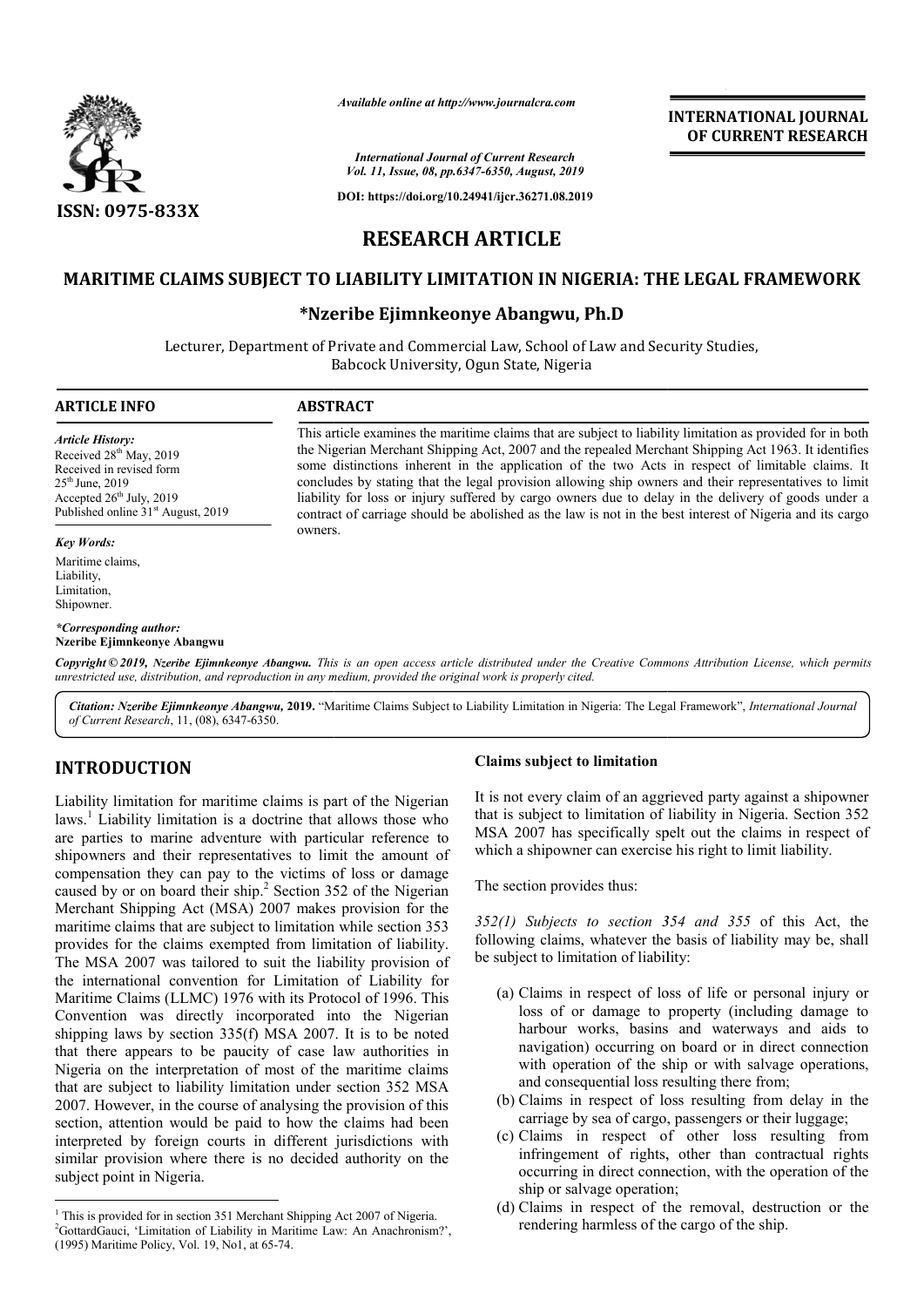RESEARCH ARTICLE

# MARITIME CLAIMS SUBJECT TO LIABILITY LIMITATION IN NIGERIA: THE LEGAL FRAMEWORK

**\*Nzeribe Ejimnkeonye Abangwu, Ph.D**

Lecturer, Department of Private and Commercial Law, School of Law and Security Studies, Babcock University, Ogun State, Nigeria

**ARTICLE INFO**

*Article History:*
Received 28th May, 2019
Received in revised form 25th June, 2019
Accepted 26th July, 2019
Published online 31st August, 2019

*Key Words:*
Maritime claims, Liability, Limitation, Shipowner.

*\*Corresponding author:* **Nzeribe Ejimnkeonye Abangwu**

**ABSTRACT**

This article examines the maritime claims that are subject to liability limitation as provided for in both the Nigerian Merchant Shipping Act, 2007 and the repealed Merchant Shipping Act 1963. It identifies some distinctions inherent in the application of the two Acts in respect of limitable claims. It concludes by stating that the legal provision allowing ship owners and their representatives to limit liability for loss or injury suffered by cargo owners due to delay in the delivery of goods under a contract of carriage should be abolished as the law is not in the best interest of Nigeria and its cargo owners.

*Copyright © 2019, Nzeribe Ejimnkeonye Abangwu. This is an open access article distributed under the Creative Commons Attribution License, which permits unrestricted use, distribution, and reproduction in any medium, provided the original work is properly cited.*

*Citation: Nzeribe Ejimnkeonye Abangwu,* **2019.** "Maritime Claims Subject to Liability Limitation in Nigeria: The Legal Framework", *International Journal of Current Research*, 11, (08), 6347-6350.

## INTRODUCTION

Liability limitation for maritime claims is part of the Nigerian laws.[1] Liability limitation is a doctrine that allows those who are parties to marine adventure with particular reference to shipowners and their representatives to limit the amount of compensation they can pay to the victims of loss or damage caused by or on board their ship.[2] Section 352 of the Nigerian Merchant Shipping Act (MSA) 2007 makes provision for the maritime claims that are subject to limitation while section 353 provides for the claims exempted from limitation of liability. The MSA 2007 was tailored to suit the liability provision of the international convention for Limitation of Liability for Maritime Claims (LLMC) 1976 with its Protocol of 1996. This Convention was directly incorporated into the Nigerian shipping laws by section 335(f) MSA 2007. It is to be noted that there appears to be paucity of case law authorities in Nigeria on the interpretation of most of the maritime claims that are subject to liability limitation under section 352 MSA 2007. However, in the course of analysing the provision of this section, attention would be paid to how the claims had been interpreted by foreign courts in different jurisdictions with similar provision where there is no decided authority on the subject point in Nigeria.

### Claims subject to limitation

It is not every claim of an aggrieved party against a shipowner that is subject to limitation of liability in Nigeria. Section 352 MSA 2007 has specifically spelt out the claims in respect of which a shipowner can exercise his right to limit liability.

The section provides thus:

*352(1) Subjects to section 354 and 355* of this Act, the following claims, whatever the basis of liability may be, shall be subject to limitation of liability:

(a) Claims in respect of loss of life or personal injury or loss of or damage to property (including damage to harbour works, basins and waterways and aids to navigation) occurring on board or in direct connection with operation of the ship or with salvage operations, and consequential loss resulting there from;
(b) Claims in respect of loss resulting from delay in the carriage by sea of cargo, passengers or their luggage;
(c) Claims in respect of other loss resulting from infringement of rights, other than contractual rights occurring in direct connection, with the operation of the ship or salvage operation;
(d) Claims in respect of the removal, destruction or the rendering harmless of the cargo of the ship.

---

[1] This is provided for in section 351 Merchant Shipping Act 2007 of Nigeria.
[2] GottardGauci, 'Limitation of Liability in Maritime Law: An Anachronism?', (1995) Maritime Policy, Vol. 19, No1, at 65-74.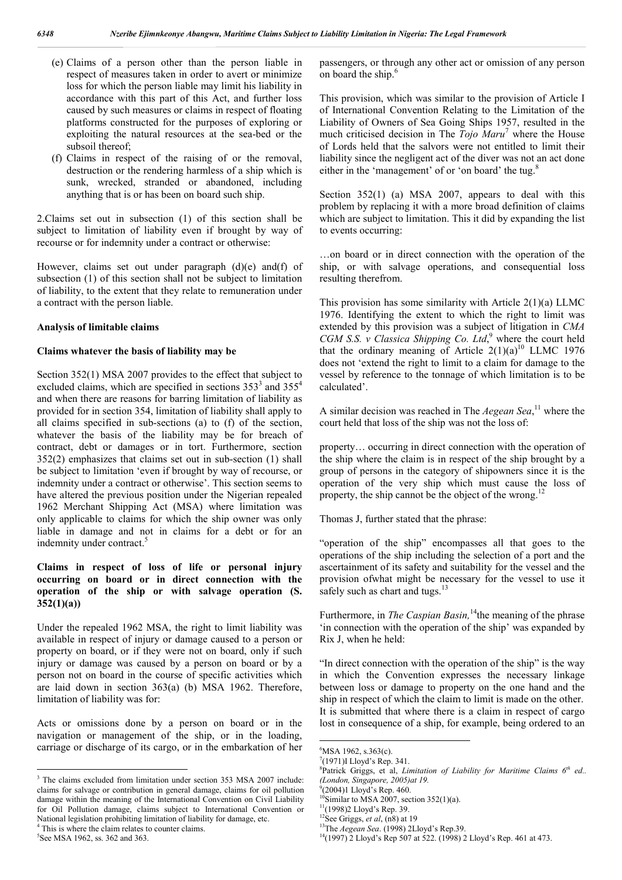(e) Claims of a person other than the person liable in respect of measures taken in order to avert or minimize loss for which the person liable may limit his liability in accordance with this part of this Act, and further loss caused by such measures or claims in respect of floating platforms constructed for the purposes of exploring or exploiting the natural resources at the sea-bed or the subsoil thereof;

(f) Claims in respect of the raising of or the removal, destruction or the rendering harmless of a ship which is sunk, wrecked, stranded or abandoned, including anything that is or has been on board such ship.

2.Claims set out in subsection (1) of this section shall be subject to limitation of liability even if brought by way of recourse or for indemnity under a contract or otherwise:

However, claims set out under paragraph (d)(e) and(f) of subsection (1) of this section shall not be subject to limitation of liability, to the extent that they relate to remuneration under a contract with the person liable.

**Analysis of limitable claims**

**Claims whatever the basis of liability may be**

Section 352(1) MSA 2007 provides to the effect that subject to excluded claims, which are specified in sections 353[3] and 355[4] and when there are reasons for barring limitation of liability as provided for in section 354, limitation of liability shall apply to all claims specified in sub-sections (a) to (f) of the section, whatever the basis of the liability may be for breach of contract, debt or damages or in tort. Furthermore, section 352(2) emphasizes that claims set out in sub-section (1) shall be subject to limitation 'even if brought by way of recourse, or indemnity under a contract or otherwise'. This section seems to have altered the previous position under the Nigerian repealed 1962 Merchant Shipping Act (MSA) where limitation was only applicable to claims for which the ship owner was only liable in damage and not in claims for a debt or for an indemnity under contract.[5]

**Claims in respect of loss of life or personal injury occurring on board or in direct connection with the operation of the ship or with salvage operation (S. 352(1)(a))**

Under the repealed 1962 MSA, the right to limit liability was available in respect of injury or damage caused to a person or property on board, or if they were not on board, only if such injury or damage was caused by a person on board or by a person not on board in the course of specific activities which are laid down in section 363(a) (b) MSA 1962. Therefore, limitation of liability was for:

Acts or omissions done by a person on board or in the navigation or management of the ship, or in the loading, carriage or discharge of its cargo, or in the embarkation of her passengers, or through any other act or omission of any person on board the ship.[6]

This provision, which was similar to the provision of Article I of International Convention Relating to the Limitation of the Liability of Owners of Sea Going Ships 1957, resulted in the much criticised decision in The *Tojo Maru*[7] where the House of Lords held that the salvors were not entitled to limit their liability since the negligent act of the diver was not an act done either in the 'management' of or 'on board' the tug.[8]

Section 352(1) (a) MSA 2007, appears to deal with this problem by replacing it with a more broad definition of claims which are subject to limitation. This it did by expanding the list to events occurring:

…on board or in direct connection with the operation of the ship, or with salvage operations, and consequential loss resulting therefrom.

This provision has some similarity with Article 2(1)(a) LLMC 1976. Identifying the extent to which the right to limit was extended by this provision was a subject of litigation in *CMA CGM S.S. v Classica Shipping Co. Ltd*,[9] where the court held that the ordinary meaning of Article 2(1)(a)[10] LLMC 1976 does not 'extend the right to limit to a claim for damage to the vessel by reference to the tonnage of which limitation is to be calculated'.

A similar decision was reached in The *Aegean Sea*,[11] where the court held that loss of the ship was not the loss of:

property… occurring in direct connection with the operation of the ship where the claim is in respect of the ship brought by a group of persons in the category of shipowners since it is the operation of the very ship which must cause the loss of property, the ship cannot be the object of the wrong.[12]

Thomas J, further stated that the phrase:

"operation of the ship" encompasses all that goes to the operations of the ship including the selection of a port and the ascertainment of its safety and suitability for the vessel and the provision ofwhat might be necessary for the vessel to use it safely such as chart and tugs.[13]

Furthermore, in *The Caspian Basin,*[14]the meaning of the phrase 'in connection with the operation of the ship' was expanded by Rix J, when he held:

"In direct connection with the operation of the ship" is the way in which the Convention expresses the necessary linkage between loss or damage to property on the one hand and the ship in respect of which the claim to limit is made on the other. It is submitted that where there is a claim in respect of cargo lost in consequence of a ship, for example, being ordered to an

---

[3] The claims excluded from limitation under section 353 MSA 2007 include: claims for salvage or contribution in general damage, claims for oil pollution damage within the meaning of the International Convention on Civil Liability for Oil Pollution damage, claims subject to International Convention or National legislation prohibiting limitation of liability for damage, etc.

[4] This is where the claim relates to counter claims.

[5] See MSA 1962, ss. 362 and 363.

[6] MSA 1962, s.363(c).

[7] (1971)I Lloyd's Rep. 341.

[8] Patrick Griggs, et al, *Limitation of Liability for Maritime Claims 6th ed.. (London, Singapore, 2005)at 19.*

[9] (2004)1 Lloyd's Rep. 460.

[10] Similar to MSA 2007, section 352(1)(a).

[11] (1998)2 Lloyd's Rep. 39.

[12] See Griggs, *et al*, (n8) at 19

[13] The *Aegean Sea*. (1998) 2Lloyd's Rep.39.

[14] (1997) 2 Lloyd's Rep 507 at 522. (1998) 2 Lloyd's Rep. 461 at 473.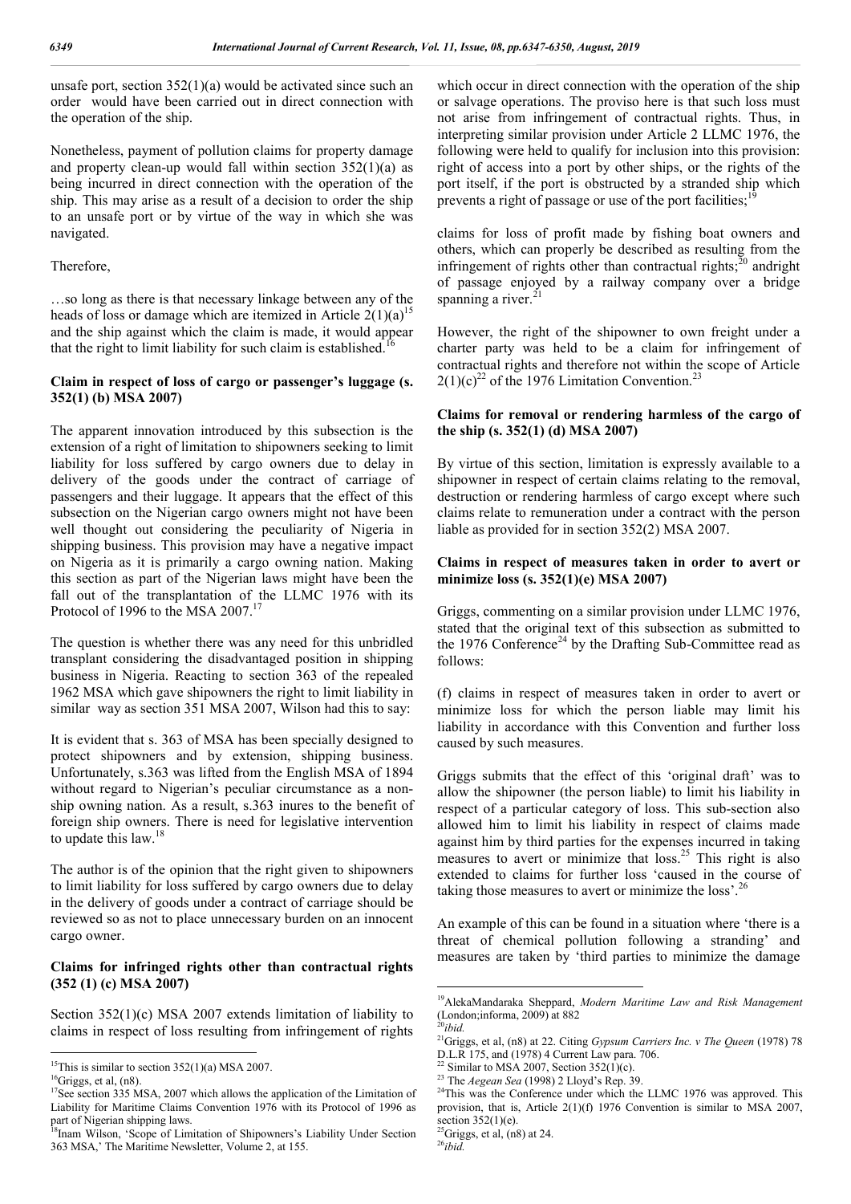unsafe port, section 352(1)(a) would be activated since such an order would have been carried out in direct connection with the operation of the ship.

Nonetheless, payment of pollution claims for property damage and property clean-up would fall within section 352(1)(a) as being incurred in direct connection with the operation of the ship. This may arise as a result of a decision to order the ship to an unsafe port or by virtue of the way in which she was navigated.

Therefore,

…so long as there is that necessary linkage between any of the heads of loss or damage which are itemized in Article 2(1)(a)[15] and the ship against which the claim is made, it would appear that the right to limit liability for such claim is established.[16]

### Claim in respect of loss of cargo or passenger's luggage (s. 352(1) (b) MSA 2007)

The apparent innovation introduced by this subsection is the extension of a right of limitation to shipowners seeking to limit liability for loss suffered by cargo owners due to delay in delivery of the goods under the contract of carriage of passengers and their luggage. It appears that the effect of this subsection on the Nigerian cargo owners might not have been well thought out considering the peculiarity of Nigeria in shipping business. This provision may have a negative impact on Nigeria as it is primarily a cargo owning nation. Making this section as part of the Nigerian laws might have been the fall out of the transplantation of the LLMC 1976 with its Protocol of 1996 to the MSA 2007.[17]

The question is whether there was any need for this unbridled transplant considering the disadvantaged position in shipping business in Nigeria. Reacting to section 363 of the repealed 1962 MSA which gave shipowners the right to limit liability in similar way as section 351 MSA 2007, Wilson had this to say:

It is evident that s. 363 of MSA has been specially designed to protect shipowners and by extension, shipping business. Unfortunately, s.363 was lifted from the English MSA of 1894 without regard to Nigerian's peculiar circumstance as a non-ship owning nation. As a result, s.363 inures to the benefit of foreign ship owners. There is need for legislative intervention to update this law.[18]

The author is of the opinion that the right given to shipowners to limit liability for loss suffered by cargo owners due to delay in the delivery of goods under a contract of carriage should be reviewed so as not to place unnecessary burden on an innocent cargo owner.

### Claims for infringed rights other than contractual rights (352 (1) (c) MSA 2007)

Section 352(1)(c) MSA 2007 extends limitation of liability to claims in respect of loss resulting from infringement of rights which occur in direct connection with the operation of the ship or salvage operations. The proviso here is that such loss must not arise from infringement of contractual rights. Thus, in interpreting similar provision under Article 2 LLMC 1976, the following were held to qualify for inclusion into this provision: right of access into a port by other ships, or the rights of the port itself, if the port is obstructed by a stranded ship which prevents a right of passage or use of the port facilities;[19]

claims for loss of profit made by fishing boat owners and others, which can properly be described as resulting from the infringement of rights other than contractual rights;[20] andright of passage enjoyed by a railway company over a bridge spanning a river.[21]

However, the right of the shipowner to own freight under a charter party was held to be a claim for infringement of contractual rights and therefore not within the scope of Article 2(1)(c)[22] of the 1976 Limitation Convention.[23]

### Claims for removal or rendering harmless of the cargo of the ship (s. 352(1) (d) MSA 2007)

By virtue of this section, limitation is expressly available to a shipowner in respect of certain claims relating to the removal, destruction or rendering harmless of cargo except where such claims relate to remuneration under a contract with the person liable as provided for in section 352(2) MSA 2007.

### Claims in respect of measures taken in order to avert or minimize loss (s. 352(1)(e) MSA 2007)

Griggs, commenting on a similar provision under LLMC 1976, stated that the original text of this subsection as submitted to the 1976 Conference[24] by the Drafting Sub-Committee read as follows:

(f) claims in respect of measures taken in order to avert or minimize loss for which the person liable may limit his liability in accordance with this Convention and further loss caused by such measures.

Griggs submits that the effect of this 'original draft' was to allow the shipowner (the person liable) to limit his liability in respect of a particular category of loss. This sub-section also allowed him to limit his liability in respect of claims made against him by third parties for the expenses incurred in taking measures to avert or minimize that loss.[25] This right is also extended to claims for further loss 'caused in the course of taking those measures to avert or minimize the loss'.[26]

An example of this can be found in a situation where 'there is a threat of chemical pollution following a stranding' and measures are taken by 'third parties to minimize the damage

---

[15] This is similar to section 352(1)(a) MSA 2007.

[16] Griggs, et al, (n8).

[17] See section 335 MSA, 2007 which allows the application of the Limitation of Liability for Maritime Claims Convention 1976 with its Protocol of 1996 as part of Nigerian shipping laws.

[18] Inam Wilson, 'Scope of Limitation of Shipowners's Liability Under Section 363 MSA,' The Maritime Newsletter, Volume 2, at 155.

[19] AlekaMandaraka Sheppard, *Modern Maritime Law and Risk Management* (London;informa, 2009) at 882

[20] *ibid.*

[21] Griggs, et al, (n8) at 22. Citing *Gypsum Carriers Inc. v The Queen* (1978) 78 D.L.R 175, and (1978) 4 Current Law para. 706.

[22] Similar to MSA 2007, Section 352(1)(c).

[23] The *Aegean Sea* (1998) 2 Lloyd's Rep. 39.

[24] This was the Conference under which the LLMC 1976 was approved. This provision, that is, Article 2(1)(f) 1976 Convention is similar to MSA 2007, section 352(1)(e).

[25] Griggs, et al, (n8) at 24.

[26] *ibid.*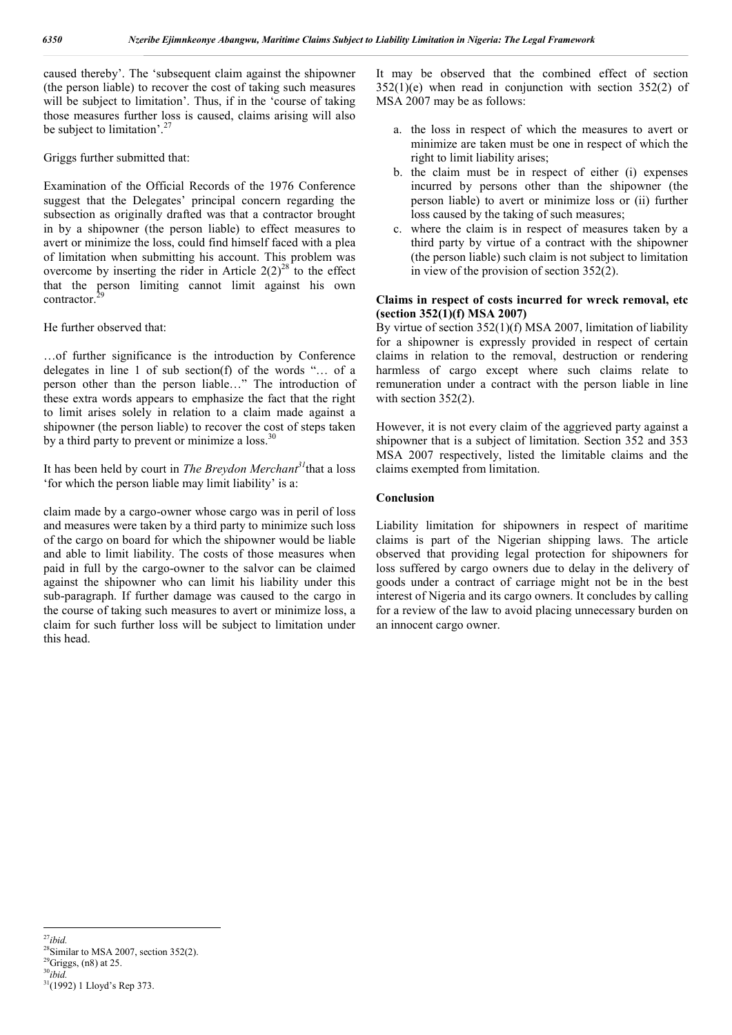caused thereby'. The 'subsequent claim against the shipowner (the person liable) to recover the cost of taking such measures will be subject to limitation'. Thus, if in the 'course of taking those measures further loss is caused, claims arising will also be subject to limitation'.[27]

Griggs further submitted that:

Examination of the Official Records of the 1976 Conference suggest that the Delegates' principal concern regarding the subsection as originally drafted was that a contractor brought in by a shipowner (the person liable) to effect measures to avert or minimize the loss, could find himself faced with a plea of limitation when submitting his account. This problem was overcome by inserting the rider in Article 2(2)[28] to the effect that the person limiting cannot limit against his own contractor.[29]

He further observed that:

…of further significance is the introduction by Conference delegates in line 1 of sub section(f) of the words "… of a person other than the person liable…" The introduction of these extra words appears to emphasize the fact that the right to limit arises solely in relation to a claim made against a shipowner (the person liable) to recover the cost of steps taken by a third party to prevent or minimize a loss.[30]

It has been held by court in *The Breydon Merchant*[31] that a loss 'for which the person liable may limit liability' is a:

claim made by a cargo-owner whose cargo was in peril of loss and measures were taken by a third party to minimize such loss of the cargo on board for which the shipowner would be liable and able to limit liability. The costs of those measures when paid in full by the cargo-owner to the salvor can be claimed against the shipowner who can limit his liability under this sub-paragraph. If further damage was caused to the cargo in the course of taking such measures to avert or minimize loss, a claim for such further loss will be subject to limitation under this head.

It may be observed that the combined effect of section 352(1)(e) when read in conjunction with section 352(2) of MSA 2007 may be as follows:

a. the loss in respect of which the measures to avert or minimize are taken must be one in respect of which the right to limit liability arises;
b. the claim must be in respect of either (i) expenses incurred by persons other than the shipowner (the person liable) to avert or minimize loss or (ii) further loss caused by the taking of such measures;
c. where the claim is in respect of measures taken by a third party by virtue of a contract with the shipowner (the person liable) such claim is not subject to limitation in view of the provision of section 352(2).

**Claims in respect of costs incurred for wreck removal, etc (section 352(1)(f) MSA 2007)**

By virtue of section 352(1)(f) MSA 2007, limitation of liability for a shipowner is expressly provided in respect of certain claims in relation to the removal, destruction or rendering harmless of cargo except where such claims relate to remuneration under a contract with the person liable in line with section 352(2).

However, it is not every claim of the aggrieved party against a shipowner that is a subject of limitation. Section 352 and 353 MSA 2007 respectively, listed the limitable claims and the claims exempted from limitation.

## Conclusion

Liability limitation for shipowners in respect of maritime claims is part of the Nigerian shipping laws. The article observed that providing legal protection for shipowners for loss suffered by cargo owners due to delay in the delivery of goods under a contract of carriage might not be in the best interest of Nigeria and its cargo owners. It concludes by calling for a review of the law to avoid placing unnecessary burden on an innocent cargo owner.

---

[27] *ibid.*
[28] Similar to MSA 2007, section 352(2).
[29] Griggs, (n8) at 25.
[30] *ibid.*
[31] (1992) 1 Lloyd's Rep 373.